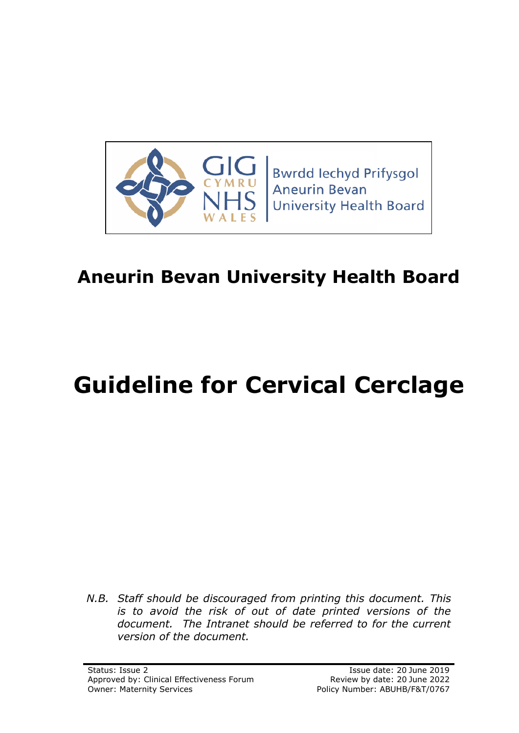Bwrdd Iechyd Prifysgol
Aneurin Bevan
University Health Board

# Aneurin Bevan University Health Board

# Guideline for Cervical Cerclage

*N.B. Staff should be discouraged from printing this document. This is to avoid the risk of out of date printed versions of the document. The Intranet should be referred to for the current version of the document.*

| | |
|---|---|
| Status: Issue 2 | Issue date: 20 June 2019 |
| Approved by: Clinical Effectiveness Forum | Review by date: 20 June 2022 |
| Owner: Maternity Services | Policy Number: ABUHB/F&T/0767 |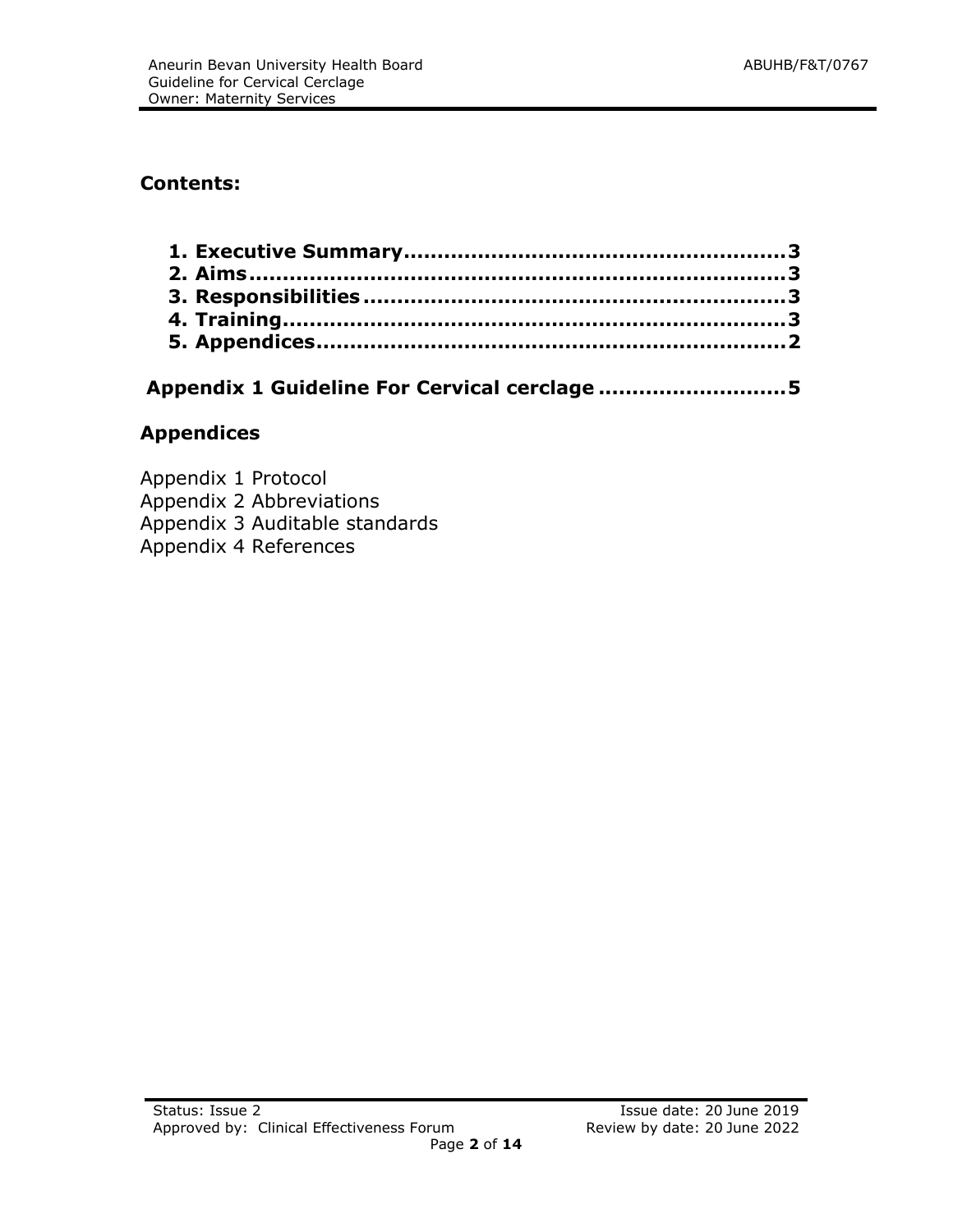## Contents:

**1. Executive Summary........................................................3**
**2. Aims...............................................................................3**
**3. Responsibilities .............................................................3**
**4. Training..........................................................................3**
**5. Appendices.....................................................................2**

**Appendix 1 Guideline For Cervical cerclage ...........................5**

## Appendices

Appendix 1 Protocol
Appendix 2 Abbreviations
Appendix 3 Auditable standards
Appendix 4 References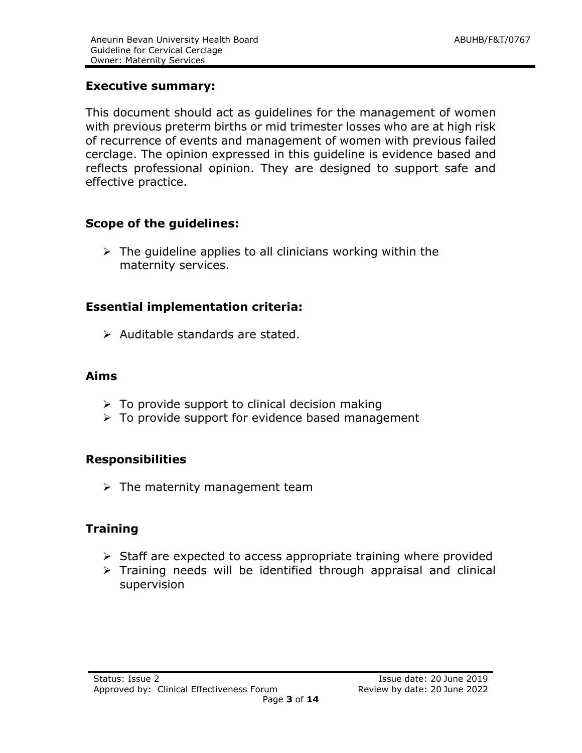## Executive summary:

This document should act as guidelines for the management of women with previous preterm births or mid trimester losses who are at high risk of recurrence of events and management of women with previous failed cerclage. The opinion expressed in this guideline is evidence based and reflects professional opinion. They are designed to support safe and effective practice.

## Scope of the guidelines:

- The guideline applies to all clinicians working within the maternity services.

## Essential implementation criteria:

- Auditable standards are stated.

## Aims

- To provide support to clinical decision making
- To provide support for evidence based management

## Responsibilities

- The maternity management team

## Training

- Staff are expected to access appropriate training where provided
- Training needs will be identified through appraisal and clinical supervision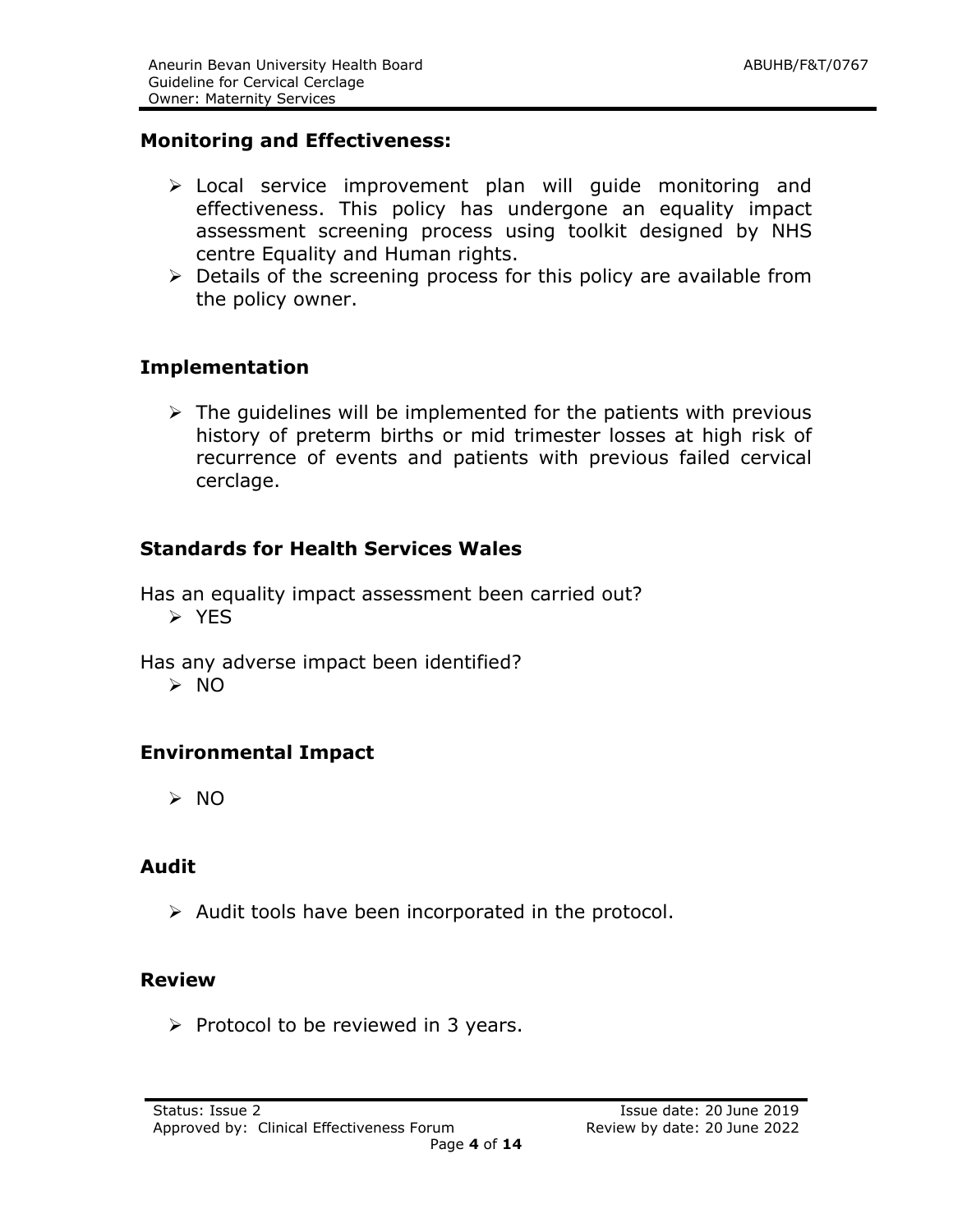## Monitoring and Effectiveness:

- Local service improvement plan will guide monitoring and effectiveness. This policy has undergone an equality impact assessment screening process using toolkit designed by NHS centre Equality and Human rights.
- Details of the screening process for this policy are available from the policy owner.

## Implementation

- The guidelines will be implemented for the patients with previous history of preterm births or mid trimester losses at high risk of recurrence of events and patients with previous failed cervical cerclage.

## Standards for Health Services Wales

Has an equality impact assessment been carried out?

- YES

Has any adverse impact been identified?

- NO

## Environmental Impact

- NO

## Audit

- Audit tools have been incorporated in the protocol.

## Review

- Protocol to be reviewed in 3 years.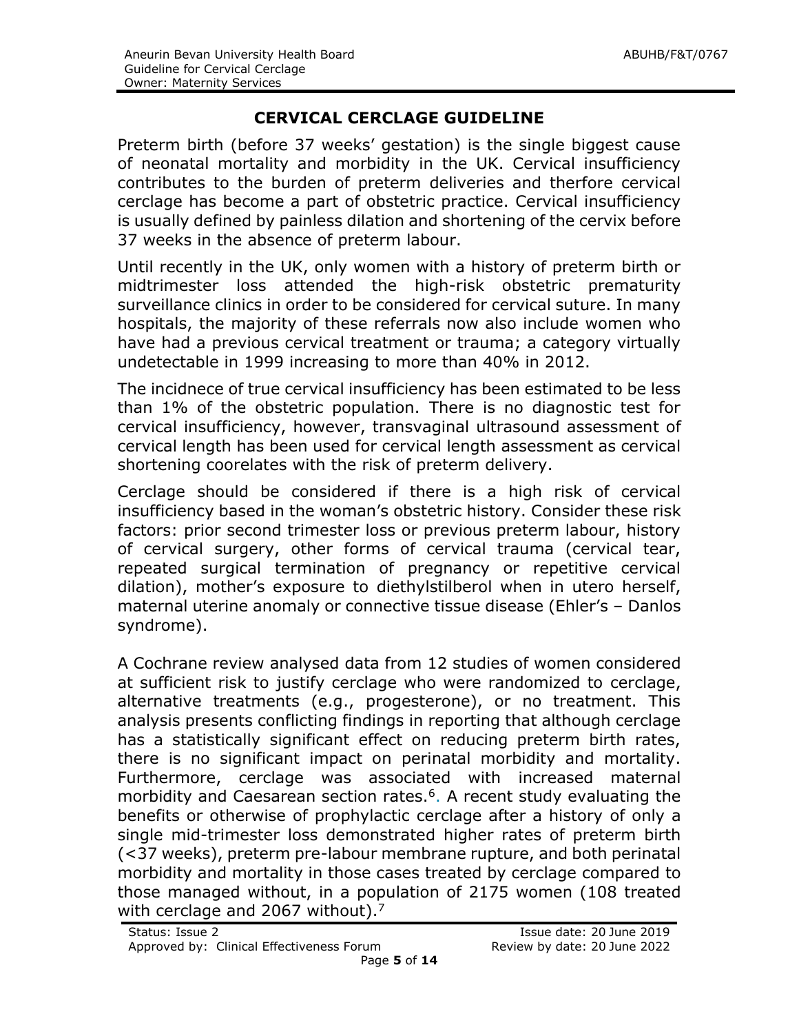# CERVICAL CERCLAGE GUIDELINE

Preterm birth (before 37 weeks' gestation) is the single biggest cause of neonatal mortality and morbidity in the UK. Cervical insufficiency contributes to the burden of preterm deliveries and therfore cervical cerclage has become a part of obstetric practice. Cervical insufficiency is usually defined by painless dilation and shortening of the cervix before 37 weeks in the absence of preterm labour.

Until recently in the UK, only women with a history of preterm birth or midtrimester loss attended the high-risk obstetric prematurity surveillance clinics in order to be considered for cervical suture. In many hospitals, the majority of these referrals now also include women who have had a previous cervical treatment or trauma; a category virtually undetectable in 1999 increasing to more than 40% in 2012.

The incidnece of true cervical insufficiency has been estimated to be less than 1% of the obstetric population. There is no diagnostic test for cervical insufficiency, however, transvaginal ultrasound assessment of cervical length has been used for cervical length assessment as cervical shortening coorelates with the risk of preterm delivery.

Cerclage should be considered if there is a high risk of cervical insufficiency based in the woman's obstetric history. Consider these risk factors: prior second trimester loss or previous preterm labour, history of cervical surgery, other forms of cervical trauma (cervical tear, repeated surgical termination of pregnancy or repetitive cervical dilation), mother's exposure to diethylstilberol when in utero herself, maternal uterine anomaly or connective tissue disease (Ehler's – Danlos syndrome).

A Cochrane review analysed data from 12 studies of women considered at sufficient risk to justify cerclage who were randomized to cerclage, alternative treatments (e.g., progesterone), or no treatment. This analysis presents conflicting findings in reporting that although cerclage has a statistically significant effect on reducing preterm birth rates, there is no significant impact on perinatal morbidity and mortality. Furthermore, cerclage was associated with increased maternal morbidity and Caesarean section rates.[6]. A recent study evaluating the benefits or otherwise of prophylactic cerclage after a history of only a single mid-trimester loss demonstrated higher rates of preterm birth (<37 weeks), preterm pre-labour membrane rupture, and both perinatal morbidity and mortality in those cases treated by cerclage compared to those managed without, in a population of 2175 women (108 treated with cerclage and 2067 without).[7]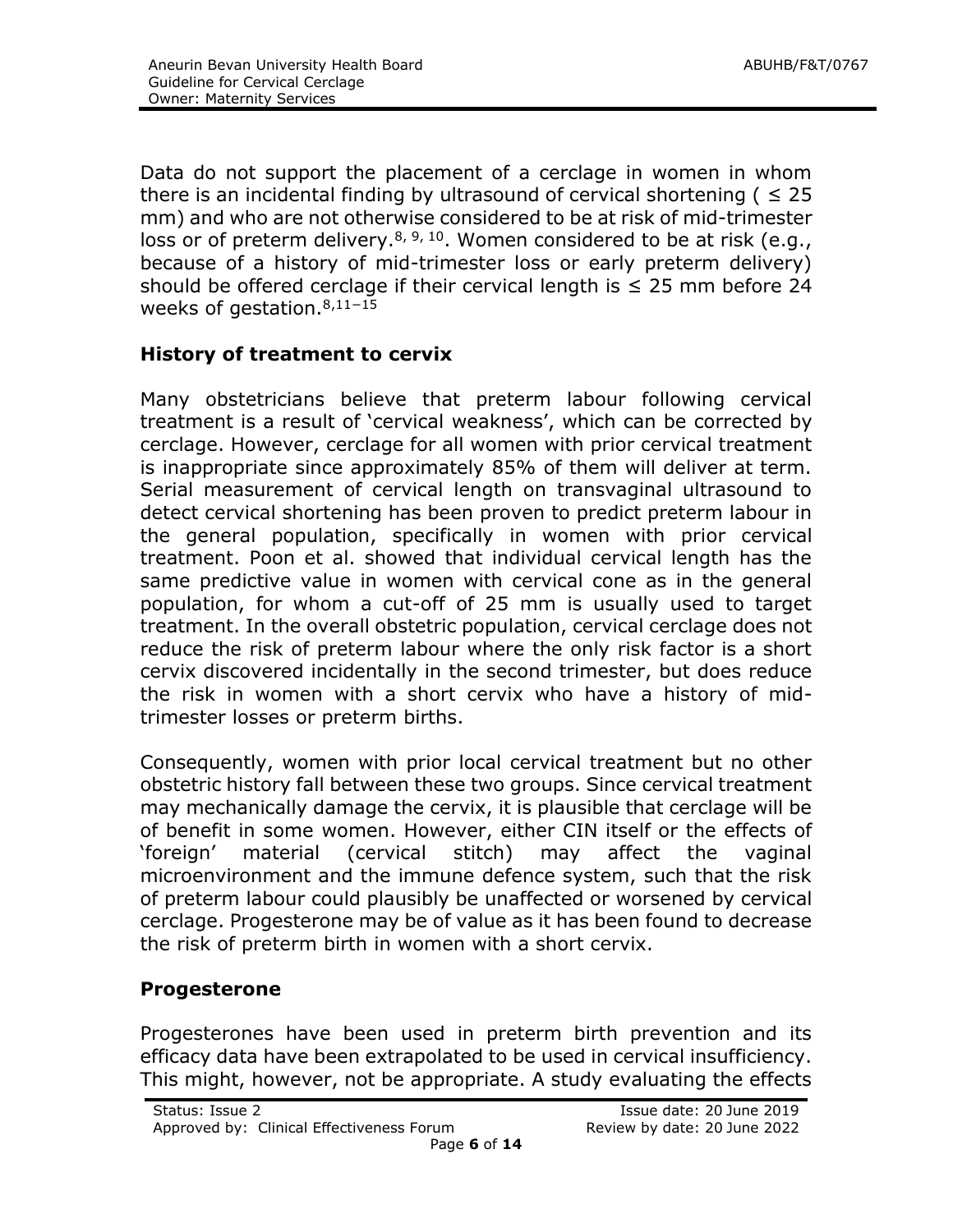Data do not support the placement of a cerclage in women in whom there is an incidental finding by ultrasound of cervical shortening ( ≤ 25 mm) and who are not otherwise considered to be at risk of mid-trimester loss or of preterm delivery.[8, 9, 10]. Women considered to be at risk (e.g., because of a history of mid-trimester loss or early preterm delivery) should be offered cerclage if their cervical length is ≤ 25 mm before 24 weeks of gestation.[8,11–15]

## History of treatment to cervix

Many obstetricians believe that preterm labour following cervical treatment is a result of 'cervical weakness', which can be corrected by cerclage. However, cerclage for all women with prior cervical treatment is inappropriate since approximately 85% of them will deliver at term. Serial measurement of cervical length on transvaginal ultrasound to detect cervical shortening has been proven to predict preterm labour in the general population, specifically in women with prior cervical treatment. Poon et al. showed that individual cervical length has the same predictive value in women with cervical cone as in the general population, for whom a cut-off of 25 mm is usually used to target treatment. In the overall obstetric population, cervical cerclage does not reduce the risk of preterm labour where the only risk factor is a short cervix discovered incidentally in the second trimester, but does reduce the risk in women with a short cervix who have a history of mid-trimester losses or preterm births.

Consequently, women with prior local cervical treatment but no other obstetric history fall between these two groups. Since cervical treatment may mechanically damage the cervix, it is plausible that cerclage will be of benefit in some women. However, either CIN itself or the effects of 'foreign' material (cervical stitch) may affect the vaginal microenvironment and the immune defence system, such that the risk of preterm labour could plausibly be unaffected or worsened by cervical cerclage. Progesterone may be of value as it has been found to decrease the risk of preterm birth in women with a short cervix.

## Progesterone

Progesterones have been used in preterm birth prevention and its efficacy data have been extrapolated to be used in cervical insufficiency. This might, however, not be appropriate. A study evaluating the effects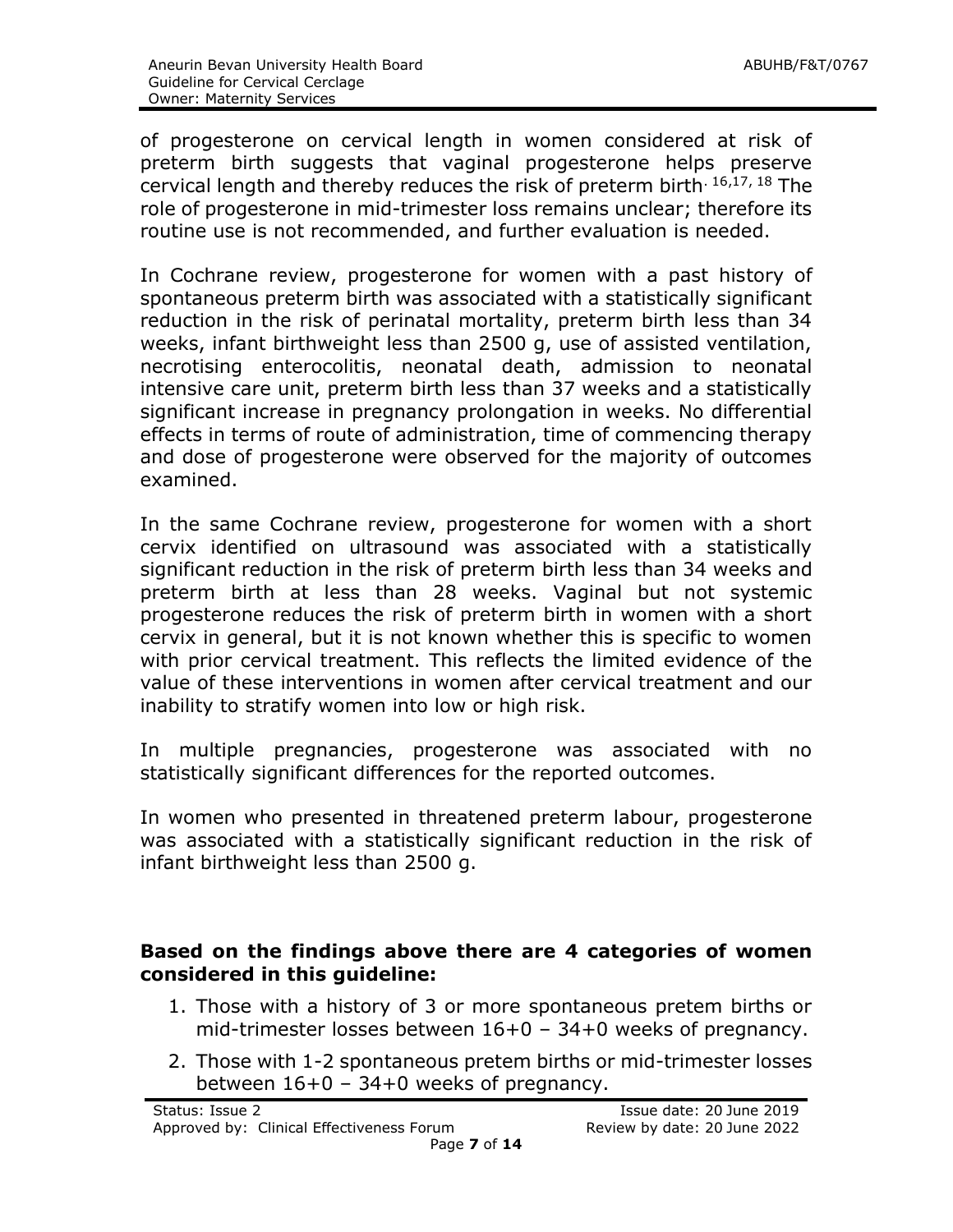of progesterone on cervical length in women considered at risk of preterm birth suggests that vaginal progesterone helps preserve cervical length and thereby reduces the risk of preterm birth.[16,17,18] The role of progesterone in mid-trimester loss remains unclear; therefore its routine use is not recommended, and further evaluation is needed.

In Cochrane review, progesterone for women with a past history of spontaneous preterm birth was associated with a statistically significant reduction in the risk of perinatal mortality, preterm birth less than 34 weeks, infant birthweight less than 2500 g, use of assisted ventilation, necrotising enterocolitis, neonatal death, admission to neonatal intensive care unit, preterm birth less than 37 weeks and a statistically significant increase in pregnancy prolongation in weeks. No differential effects in terms of route of administration, time of commencing therapy and dose of progesterone were observed for the majority of outcomes examined.

In the same Cochrane review, progesterone for women with a short cervix identified on ultrasound was associated with a statistically significant reduction in the risk of preterm birth less than 34 weeks and preterm birth at less than 28 weeks. Vaginal but not systemic progesterone reduces the risk of preterm birth in women with a short cervix in general, but it is not known whether this is specific to women with prior cervical treatment. This reflects the limited evidence of the value of these interventions in women after cervical treatment and our inability to stratify women into low or high risk.

In multiple pregnancies, progesterone was associated with no statistically significant differences for the reported outcomes.

In women who presented in threatened preterm labour, progesterone was associated with a statistically significant reduction in the risk of infant birthweight less than 2500 g.

**Based on the findings above there are 4 categories of women considered in this guideline:**

1. Those with a history of 3 or more spontaneous pretem births or mid-trimester losses between 16+0 – 34+0 weeks of pregnancy.
2. Those with 1-2 spontaneous pretem births or mid-trimester losses between 16+0 – 34+0 weeks of pregnancy.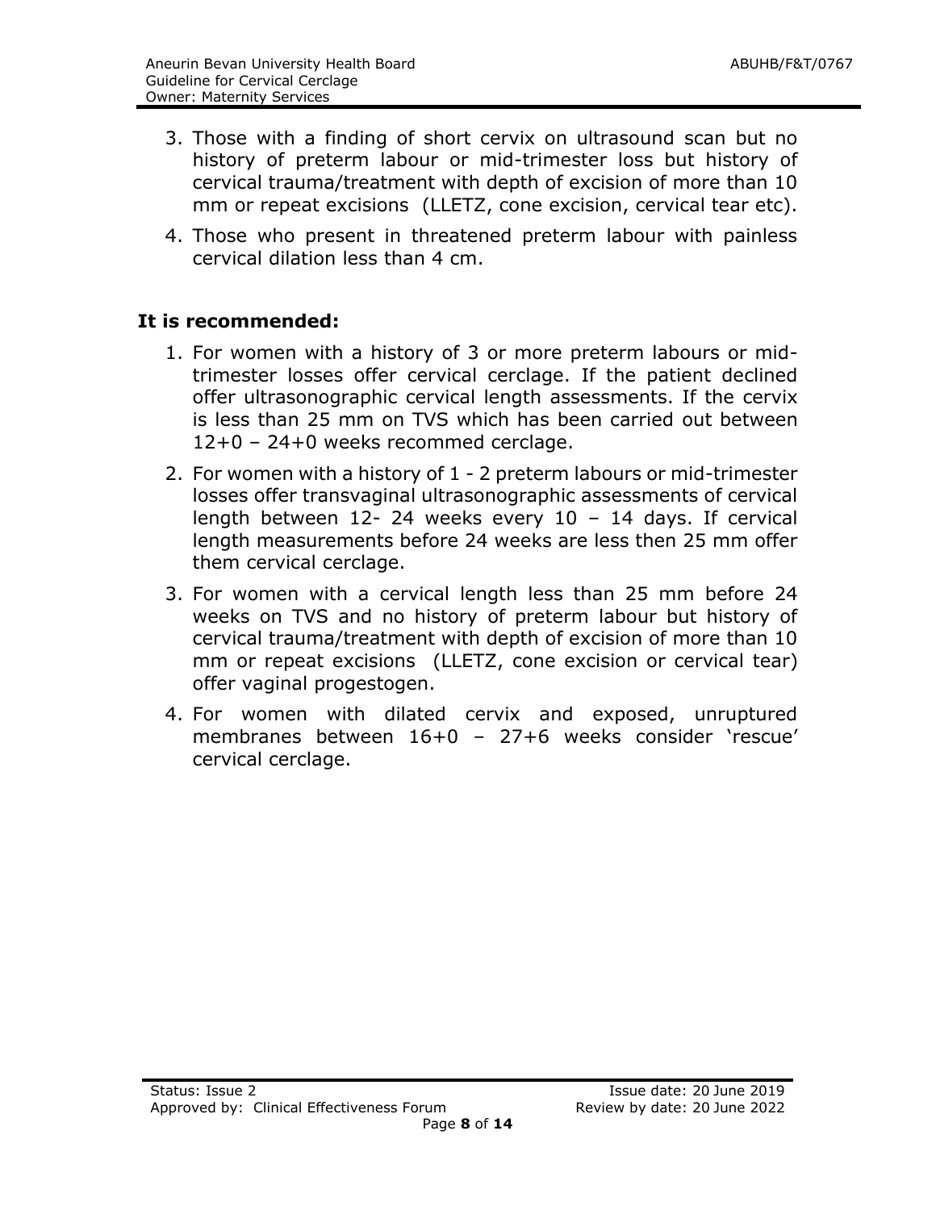3. Those with a finding of short cervix on ultrasound scan but no history of preterm labour or mid-trimester loss but history of cervical trauma/treatment with depth of excision of more than 10 mm or repeat excisions (LLETZ, cone excision, cervical tear etc).
4. Those who present in threatened preterm labour with painless cervical dilation less than 4 cm.

## It is recommended:

1. For women with a history of 3 or more preterm labours or mid-trimester losses offer cervical cerclage. If the patient declined offer ultrasonographic cervical length assessments. If the cervix is less than 25 mm on TVS which has been carried out between 12+0 – 24+0 weeks recommed cerclage.
2. For women with a history of 1 - 2 preterm labours or mid-trimester losses offer transvaginal ultrasonographic assessments of cervical length between 12- 24 weeks every 10 – 14 days. If cervical length measurements before 24 weeks are less then 25 mm offer them cervical cerclage.
3. For women with a cervical length less than 25 mm before 24 weeks on TVS and no history of preterm labour but history of cervical trauma/treatment with depth of excision of more than 10 mm or repeat excisions (LLETZ, cone excision or cervical tear) offer vaginal progestogen.
4. For women with dilated cervix and exposed, unruptured membranes between 16+0 – 27+6 weeks consider 'rescue' cervical cerclage.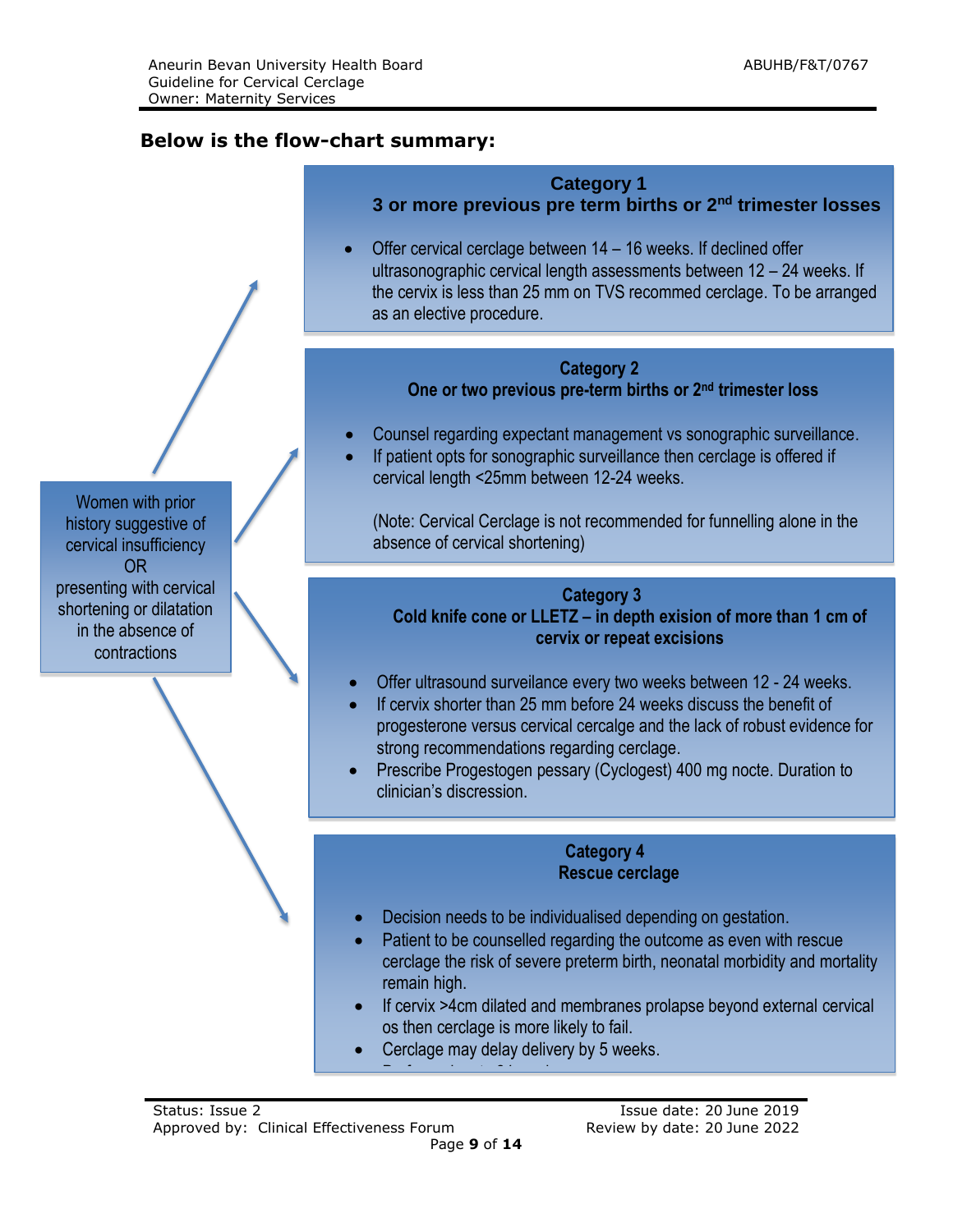**Below is the flow-chart summary:**

Women with prior history suggestive of cervical insufficiency
OR
presenting with cervical shortening or dilatation in the absence of contractions

**Category 1**
**3 or more previous pre term births or 2nd trimester losses**

- Offer cervical cerclage between 14 – 16 weeks. If declined offer ultrasonographic cervical length assessments between 12 – 24 weeks. If the cervix is less than 25 mm on TVS recommed cerclage. To be arranged as an elective procedure.

**Category 2**
**One or two previous pre-term births or 2nd trimester loss**

- Counsel regarding expectant management vs sonographic surveillance.
- If patient opts for sonographic surveillance then cerclage is offered if cervical length <25mm between 12-24 weeks.

(Note: Cervical Cerclage is not recommended for funnelling alone in the absence of cervical shortening)

**Category 3**
**Cold knife cone or LLETZ – in depth exision of more than 1 cm of cervix or repeat excisions**

- Offer ultrasound surveilance every two weeks between 12 - 24 weeks.
- If cervix shorter than 25 mm before 24 weeks discuss the benefit of progesterone versus cervical cercalge and the lack of robust evidence for strong recommendations regarding cerclage.
- Prescribe Progestogen pessary (Cyclogest) 400 mg nocte. Duration to clinician's discression.

**Category 4**
**Rescue cerclage**

- Decision needs to be individualised depending on gestation.
- Patient to be counselled regarding the outcome as even with rescue cerclage the risk of severe preterm birth, neonatal morbidity and mortality remain high.
- If cervix >4cm dilated and membranes prolapse beyond external cervical os then cerclage is more likely to fail.
- Cerclage may delay delivery by 5 weeks.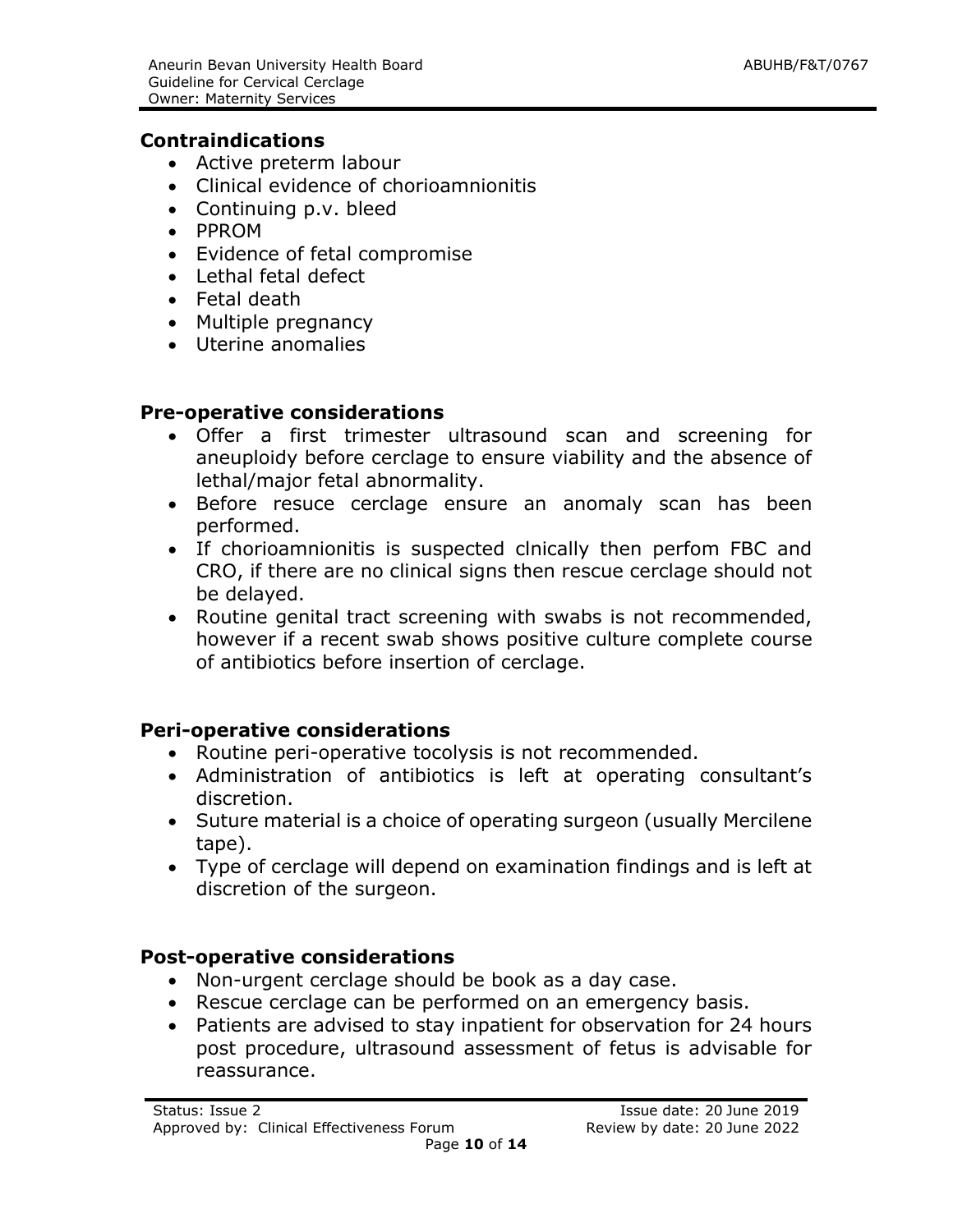## Contraindications

- Active preterm labour
- Clinical evidence of chorioamnionitis
- Continuing p.v. bleed
- PPROM
- Evidence of fetal compromise
- Lethal fetal defect
- Fetal death
- Multiple pregnancy
- Uterine anomalies

## Pre-operative considerations

- Offer a first trimester ultrasound scan and screening for aneuploidy before cerclage to ensure viability and the absence of lethal/major fetal abnormality.
- Before resuce cerclage ensure an anomaly scan has been performed.
- If chorioamnionitis is suspected clnically then perfom FBC and CRO, if there are no clinical signs then rescue cerclage should not be delayed.
- Routine genital tract screening with swabs is not recommended, however if a recent swab shows positive culture complete course of antibiotics before insertion of cerclage.

## Peri-operative considerations

- Routine peri-operative tocolysis is not recommended.
- Administration of antibiotics is left at operating consultant's discretion.
- Suture material is a choice of operating surgeon (usually Mercilene tape).
- Type of cerclage will depend on examination findings and is left at discretion of the surgeon.

## Post-operative considerations

- Non-urgent cerclage should be book as a day case.
- Rescue cerclage can be performed on an emergency basis.
- Patients are advised to stay inpatient for observation for 24 hours post procedure, ultrasound assessment of fetus is advisable for reassurance.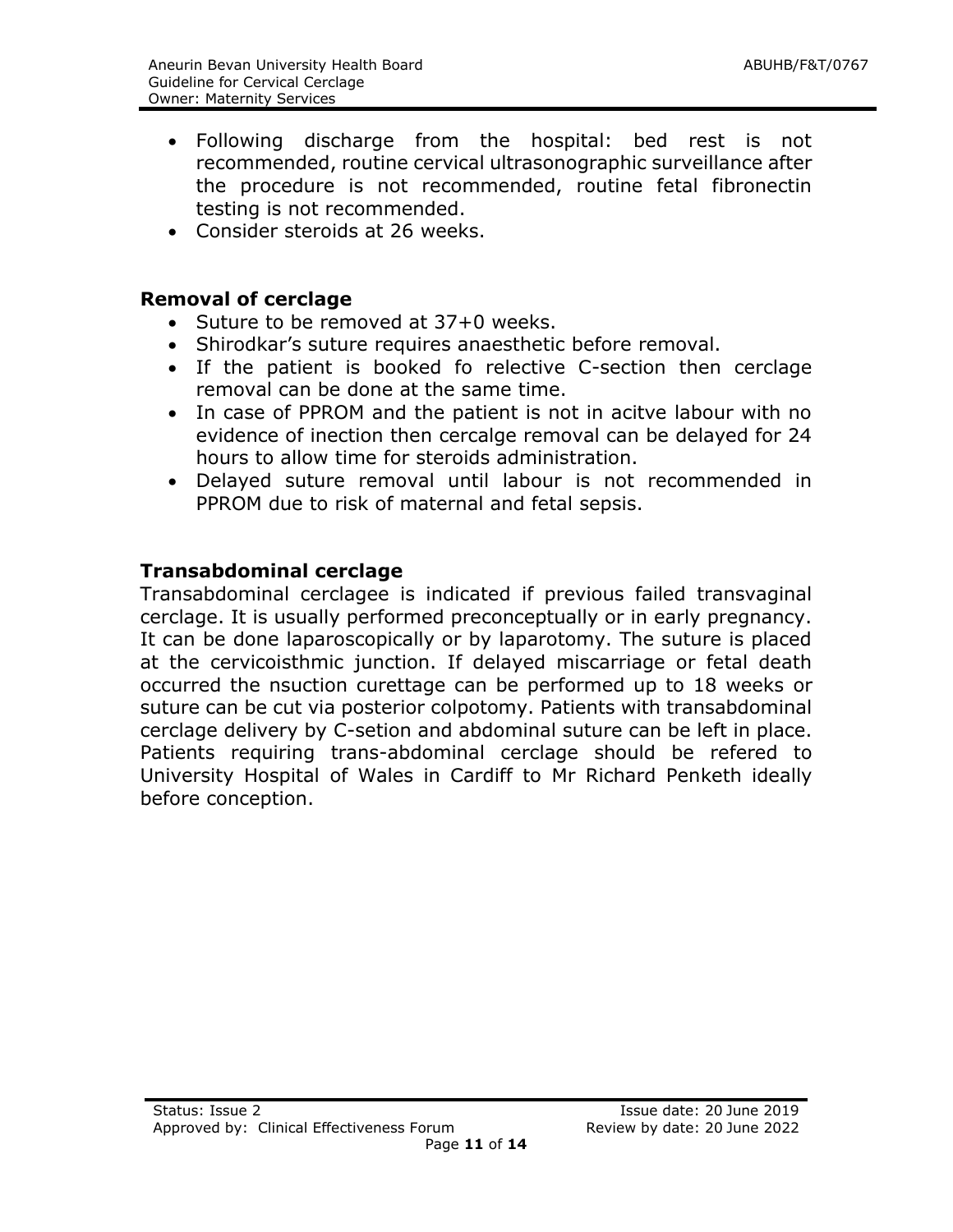- Following discharge from the hospital: bed rest is not recommended, routine cervical ultrasonographic surveillance after the procedure is not recommended, routine fetal fibronectin testing is not recommended.
- Consider steroids at 26 weeks.

## Removal of cerclage

- Suture to be removed at 37+0 weeks.
- Shirodkar's suture requires anaesthetic before removal.
- If the patient is booked fo relective C-section then cerclage removal can be done at the same time.
- In case of PPROM and the patient is not in acitve labour with no evidence of inection then cercalge removal can be delayed for 24 hours to allow time for steroids administration.
- Delayed suture removal until labour is not recommended in PPROM due to risk of maternal and fetal sepsis.

## Transabdominal cerclage

Transabdominal cerclagee is indicated if previous failed transvaginal cerclage. It is usually performed preconceptually or in early pregnancy. It can be done laparoscopically or by laparotomy. The suture is placed at the cervicoisthmic junction. If delayed miscarriage or fetal death occurred the nsuction curettage can be performed up to 18 weeks or suture can be cut via posterior colpotomy. Patients with transabdominal cerclage delivery by C-setion and abdominal suture can be left in place. Patients requiring trans-abdominal cerclage should be refered to University Hospital of Wales in Cardiff to Mr Richard Penketh ideally before conception.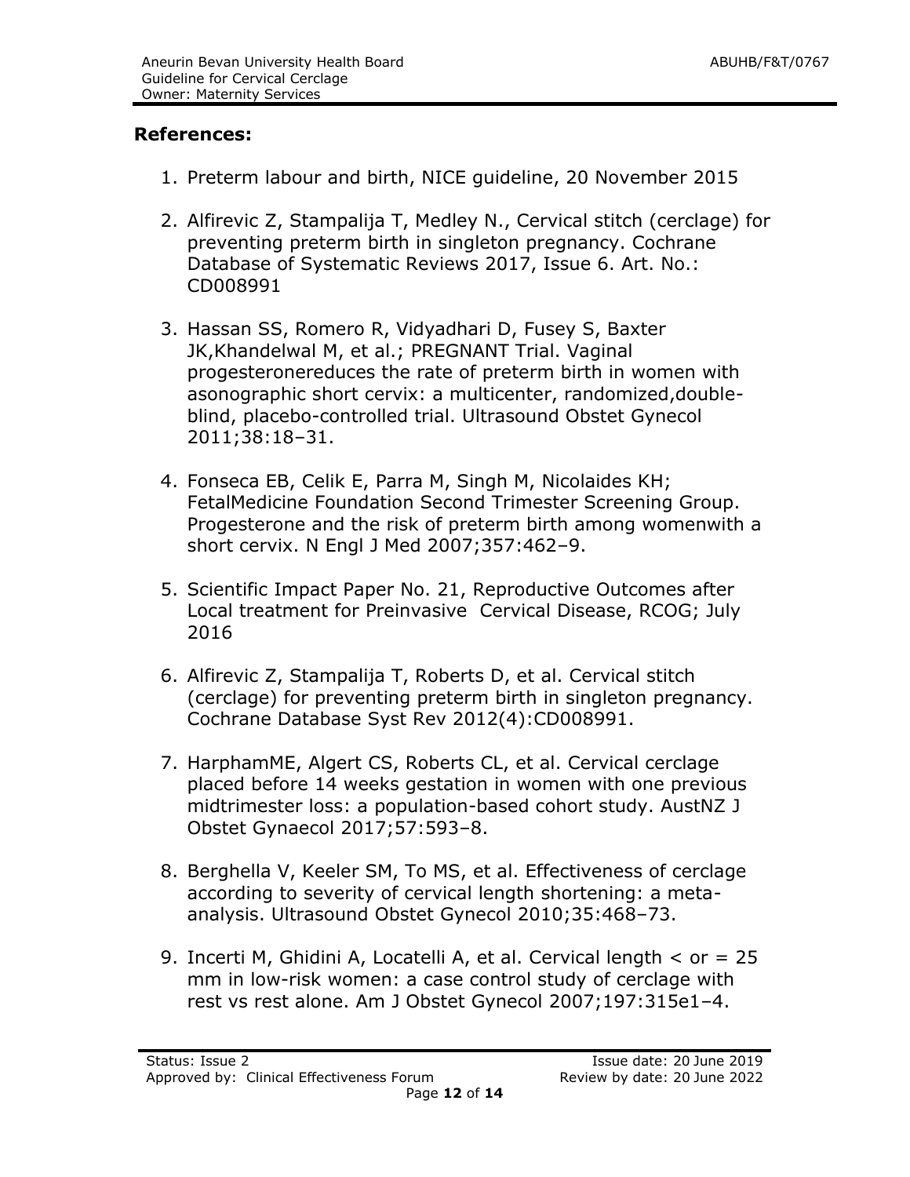**References:**

1. Preterm labour and birth, NICE guideline, 20 November 2015
2. Alfirevic Z, Stampalija T, Medley N., Cervical stitch (cerclage) for preventing preterm birth in singleton pregnancy. Cochrane Database of Systematic Reviews 2017, Issue 6. Art. No.: CD008991
3. Hassan SS, Romero R, Vidyadhari D, Fusey S, Baxter JK,Khandelwal M, et al.; PREGNANT Trial. Vaginal progesteronereduces the rate of preterm birth in women with asonographic short cervix: a multicenter, randomized,double-blind, placebo-controlled trial. Ultrasound Obstet Gynecol 2011;38:18–31.
4. Fonseca EB, Celik E, Parra M, Singh M, Nicolaides KH; FetalMedicine Foundation Second Trimester Screening Group. Progesterone and the risk of preterm birth among womenwith a short cervix. N Engl J Med 2007;357:462–9.
5. Scientific Impact Paper No. 21, Reproductive Outcomes after Local treatment for Preinvasive Cervical Disease, RCOG; July 2016
6. Alfirevic Z, Stampalija T, Roberts D, et al. Cervical stitch (cerclage) for preventing preterm birth in singleton pregnancy. Cochrane Database Syst Rev 2012(4):CD008991.
7. HarphamME, Algert CS, Roberts CL, et al. Cervical cerclage placed before 14 weeks gestation in women with one previous midtrimester loss: a population-based cohort study. AustNZ J Obstet Gynaecol 2017;57:593–8.
8. Berghella V, Keeler SM, To MS, et al. Effectiveness of cerclage according to severity of cervical length shortening: a meta-analysis. Ultrasound Obstet Gynecol 2010;35:468–73.
9. Incerti M, Ghidini A, Locatelli A, et al. Cervical length < or = 25 mm in low-risk women: a case control study of cerclage with rest vs rest alone. Am J Obstet Gynecol 2007;197:315e1–4.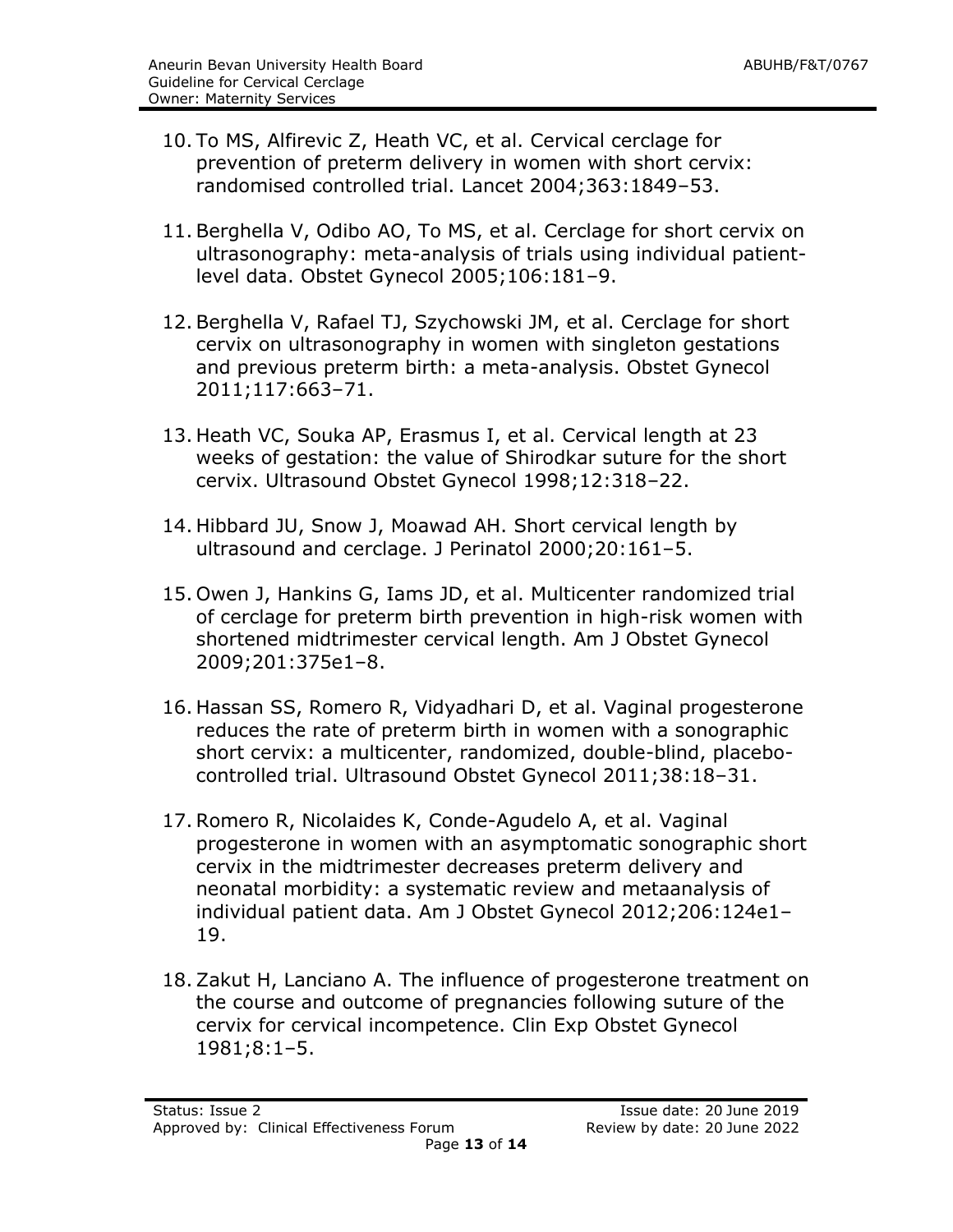10. To MS, Alfirevic Z, Heath VC, et al. Cervical cerclage for prevention of preterm delivery in women with short cervix: randomised controlled trial. Lancet 2004;363:1849–53.

11. Berghella V, Odibo AO, To MS, et al. Cerclage for short cervix on ultrasonography: meta-analysis of trials using individual patient-level data. Obstet Gynecol 2005;106:181–9.

12. Berghella V, Rafael TJ, Szychowski JM, et al. Cerclage for short cervix on ultrasonography in women with singleton gestations and previous preterm birth: a meta-analysis. Obstet Gynecol 2011;117:663–71.

13. Heath VC, Souka AP, Erasmus I, et al. Cervical length at 23 weeks of gestation: the value of Shirodkar suture for the short cervix. Ultrasound Obstet Gynecol 1998;12:318–22.

14. Hibbard JU, Snow J, Moawad AH. Short cervical length by ultrasound and cerclage. J Perinatol 2000;20:161–5.

15. Owen J, Hankins G, Iams JD, et al. Multicenter randomized trial of cerclage for preterm birth prevention in high-risk women with shortened midtrimester cervical length. Am J Obstet Gynecol 2009;201:375e1–8.

16. Hassan SS, Romero R, Vidyadhari D, et al. Vaginal progesterone reduces the rate of preterm birth in women with a sonographic short cervix: a multicenter, randomized, double-blind, placebo-controlled trial. Ultrasound Obstet Gynecol 2011;38:18–31.

17. Romero R, Nicolaides K, Conde-Agudelo A, et al. Vaginal progesterone in women with an asymptomatic sonographic short cervix in the midtrimester decreases preterm delivery and neonatal morbidity: a systematic review and metaanalysis of individual patient data. Am J Obstet Gynecol 2012;206:124e1–19.

18. Zakut H, Lanciano A. The influence of progesterone treatment on the course and outcome of pregnancies following suture of the cervix for cervical incompetence. Clin Exp Obstet Gynecol 1981;8:1–5.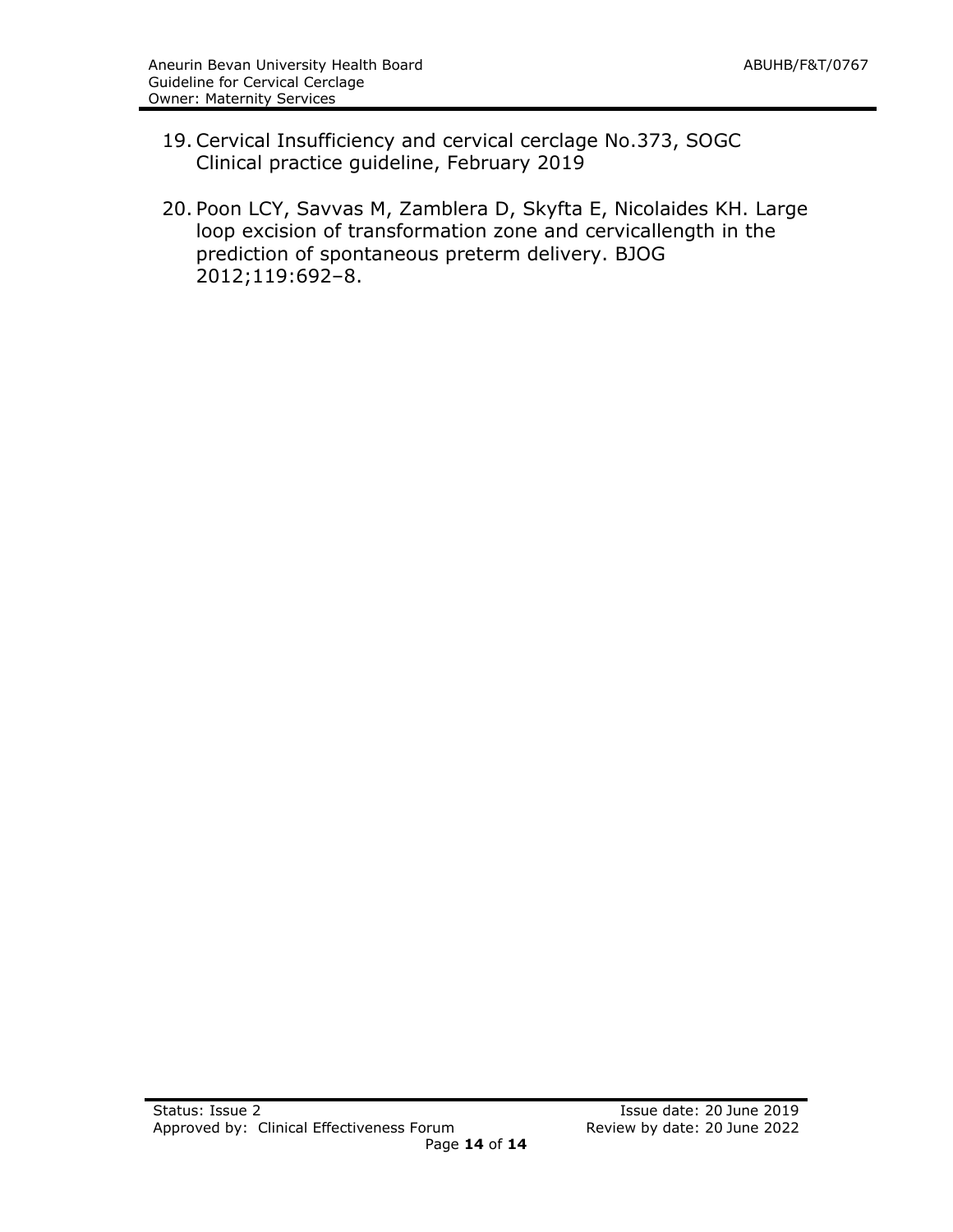19. Cervical Insufficiency and cervical cerclage No.373, SOGC Clinical practice guideline, February 2019

20. Poon LCY, Savvas M, Zamblera D, Skyfta E, Nicolaides KH. Large loop excision of transformation zone and cervicallength in the prediction of spontaneous preterm delivery. BJOG 2012;119:692–8.